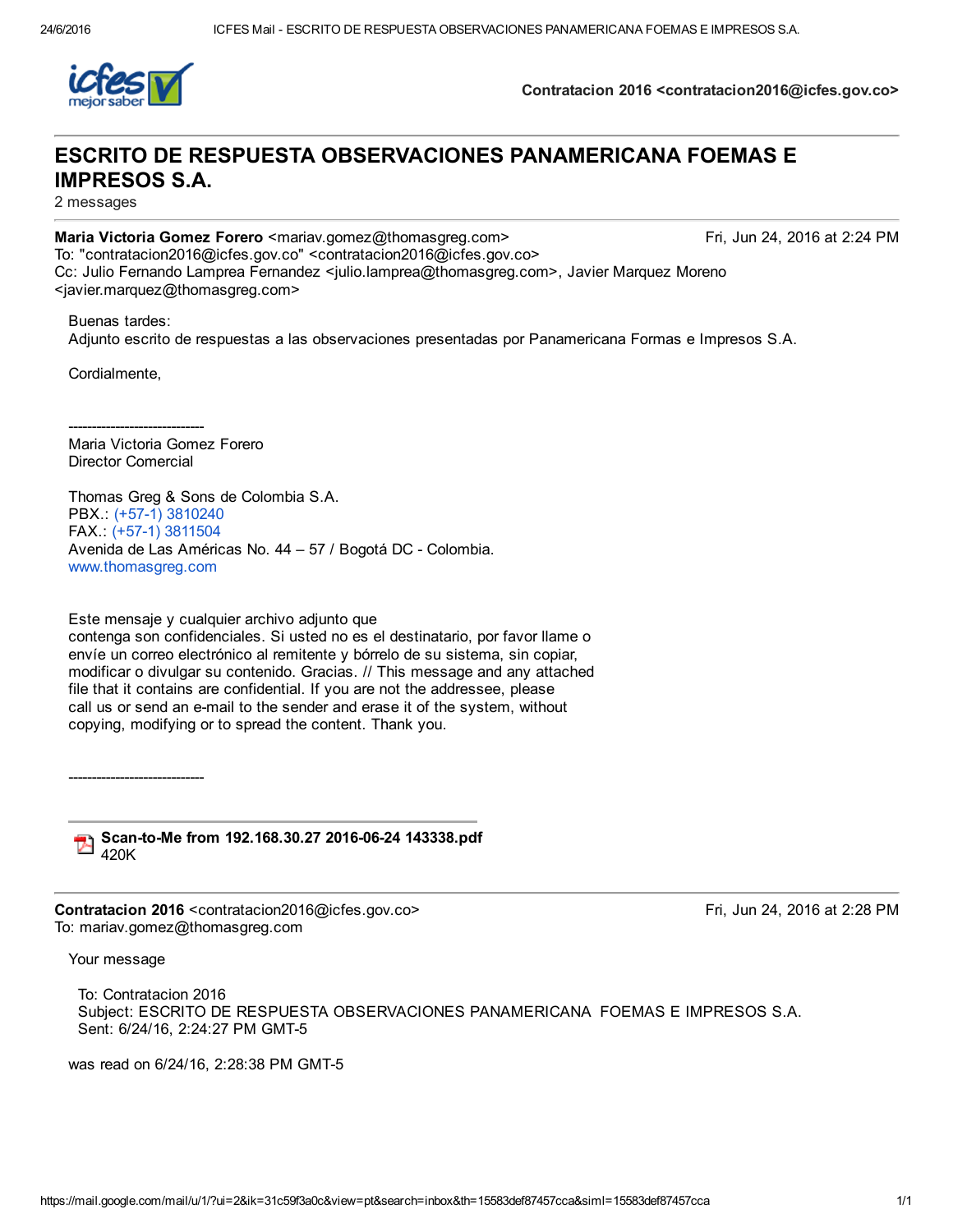Contratacion 2016 <contratacion2016@icfes.gov.co>

# ESCRITO DE RESPUESTA OBSERVACIONES PANAMERICANA FOEMAS E IMPRESOS S.A.

2 messages

---

**Maria Victoria Gomez Forero** <mariav.gomez@thomasgreg.com> — Fri, Jun 24, 2016 at 2:24 PM
To: "contratacion2016@icfes.gov.co" <contratacion2016@icfes.gov.co>
Cc: Julio Fernando Lamprea Fernandez <julio.lamprea@thomasgreg.com>, Javier Marquez Moreno <javier.marquez@thomasgreg.com>

Buenas tardes:
Adjunto escrito de respuestas a las observaciones presentadas por Panamericana Formas e Impresos S.A.

Cordialmente,

-----------------------------
Maria Victoria Gomez Forero
Director Comercial

Thomas Greg & Sons de Colombia S.A.
PBX.: (+57-1) 3810240
FAX.: (+57-1) 3811504
Avenida de Las Américas No. 44 – 57 / Bogotá DC - Colombia.
www.thomasgreg.com

Este mensaje y cualquier archivo adjunto que contenga son confidenciales. Si usted no es el destinatario, por favor llame o envíe un correo electrónico al remitente y bórrelo de su sistema, sin copiar, modificar o divulgar su contenido. Gracias. // This message and any attached file that it contains are confidential. If you are not the addressee, please call us or send an e-mail to the sender and erase it of the system, without copying, modifying or to spread the content. Thank you.

-----------------------------

**Scan-to-Me from 192.168.30.27 2016-06-24 143338.pdf**
420K

---

**Contratacion 2016** <contratacion2016@icfes.gov.co> — Fri, Jun 24, 2016 at 2:28 PM
To: mariav.gomez@thomasgreg.com

Your message

To: Contratacion 2016
Subject: ESCRITO DE RESPUESTA OBSERVACIONES PANAMERICANA FOEMAS E IMPRESOS S.A.
Sent: 6/24/16, 2:24:27 PM GMT-5

was read on 6/24/16, 2:28:38 PM GMT-5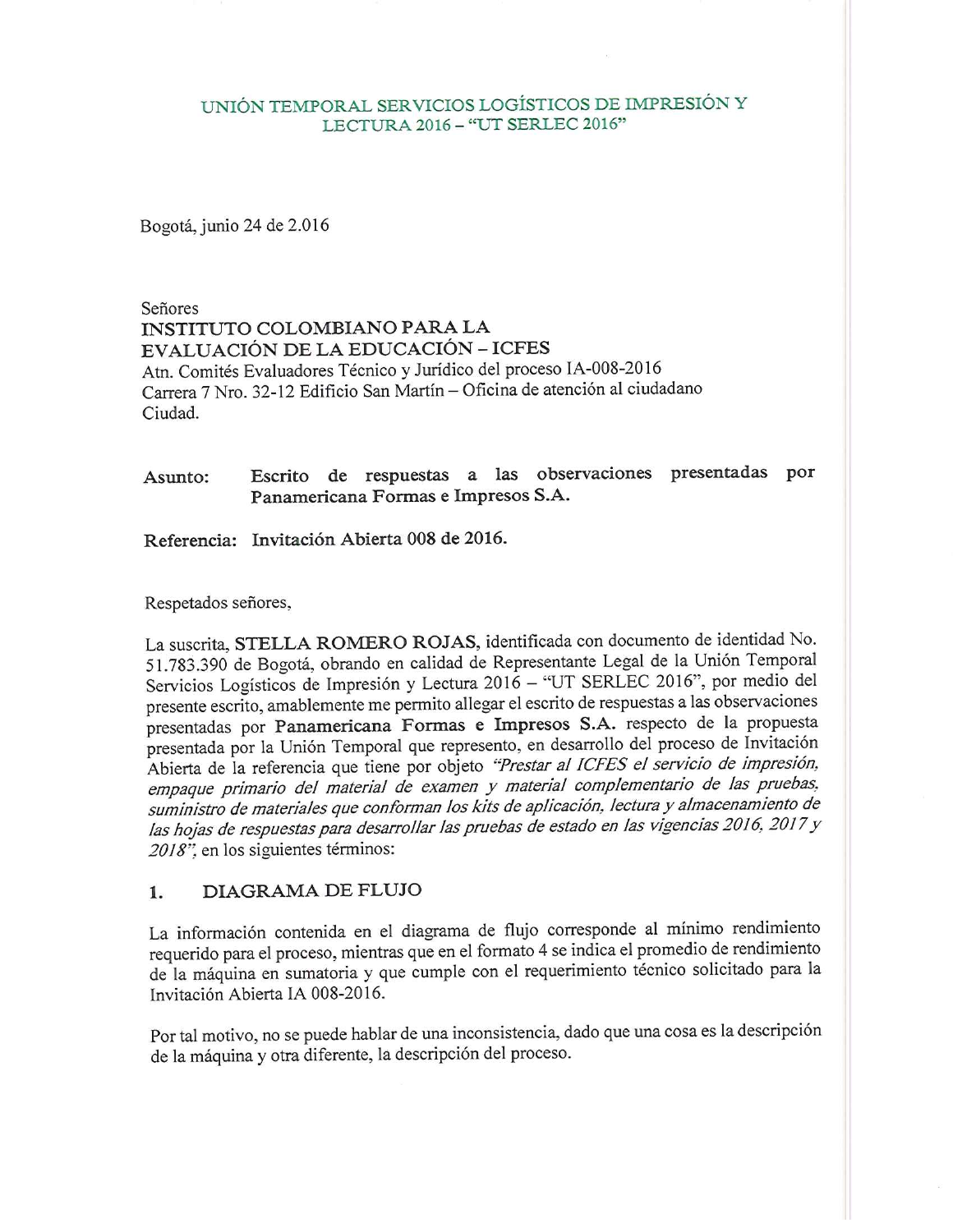UNIÓN TEMPORAL SERVICIOS LOGÍSTICOS DE IMPRESIÓN Y LECTURA 2016 – "UT SERLEC 2016"

Bogotá, junio 24 de 2.016

Señores
**INSTITUTO COLOMBIANO PARA LA EVALUACIÓN DE LA EDUCACIÓN – ICFES**
Atn. Comités Evaluadores Técnico y Jurídico del proceso IA-008-2016
Carrera 7 Nro. 32-12 Edificio San Martín – Oficina de atención al ciudadano
Ciudad.

**Asunto:** **Escrito de respuestas a las observaciones presentadas por Panamericana Formas e Impresos S.A.**

**Referencia: Invitación Abierta 008 de 2016.**

Respetados señores,

La suscrita, **STELLA ROMERO ROJAS**, identificada con documento de identidad No. 51.783.390 de Bogotá, obrando en calidad de Representante Legal de la Unión Temporal Servicios Logísticos de Impresión y Lectura 2016 – "UT SERLEC 2016", por medio del presente escrito, amablemente me permito allegar el escrito de respuestas a las observaciones presentadas por **Panamericana Formas e Impresos S.A.** respecto de la propuesta presentada por la Unión Temporal que represento, en desarrollo del proceso de Invitación Abierta de la referencia que tiene por objeto *"Prestar al ICFES el servicio de impresión, empaque primario del material de examen y material complementario de las pruebas, suministro de materiales que conforman los kits de aplicación, lectura y almacenamiento de las hojas de respuestas para desarrollar las pruebas de estado en las vigencias 2016, 2017 y 2018"*, en los siguientes términos:

## 1. DIAGRAMA DE FLUJO

La información contenida en el diagrama de flujo corresponde al mínimo rendimiento requerido para el proceso, mientras que en el formato 4 se indica el promedio de rendimiento de la máquina en sumatoria y que cumple con el requerimiento técnico solicitado para la Invitación Abierta IA 008-2016.

Por tal motivo, no se puede hablar de una inconsistencia, dado que una cosa es la descripción de la máquina y otra diferente, la descripción del proceso.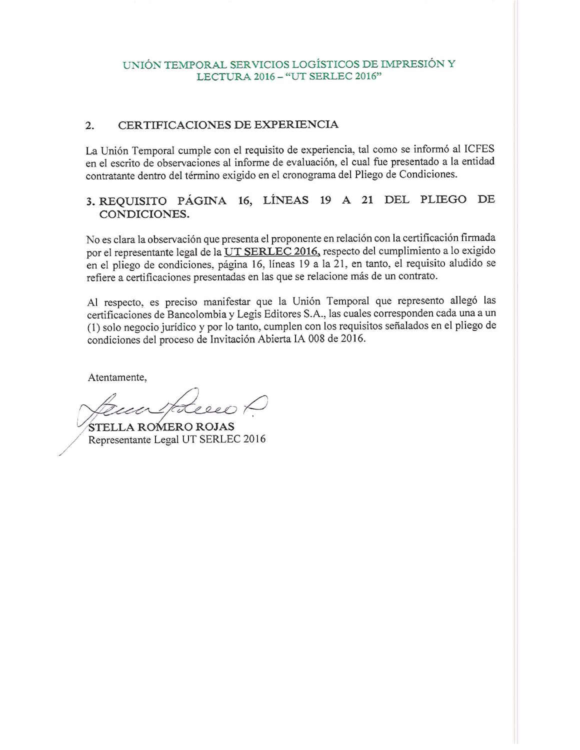UNIÓN TEMPORAL SERVICIOS LOGÍSTICOS DE IMPRESIÓN Y LECTURA 2016 – "UT SERLEC 2016"

## 2. CERTIFICACIONES DE EXPERIENCIA

La Unión Temporal cumple con el requisito de experiencia, tal como se informó al ICFES en el escrito de observaciones al informe de evaluación, el cual fue presentado a la entidad contratante dentro del término exigido en el cronograma del Pliego de Condiciones.

## 3. REQUISITO PÁGINA 16, LÍNEAS 19 A 21 DEL PLIEGO DE CONDICIONES.

No es clara la observación que presenta el proponente en relación con la certificación firmada por el representante legal de la UT SERLEC 2016, respecto del cumplimiento a lo exigido en el pliego de condiciones, página 16, líneas 19 a la 21, en tanto, el requisito aludido se refiere a certificaciones presentadas en las que se relacione más de un contrato.

Al respecto, es preciso manifestar que la Unión Temporal que represento allegó las certificaciones de Bancolombia y Legis Editores S.A., las cuales corresponden cada una a un (1) solo negocio jurídico y por lo tanto, cumplen con los requisitos señalados en el pliego de condiciones del proceso de Invitación Abierta IA 008 de 2016.

Atentamente,

**STELLA ROMERO ROJAS**
Representante Legal UT SERLEC 2016